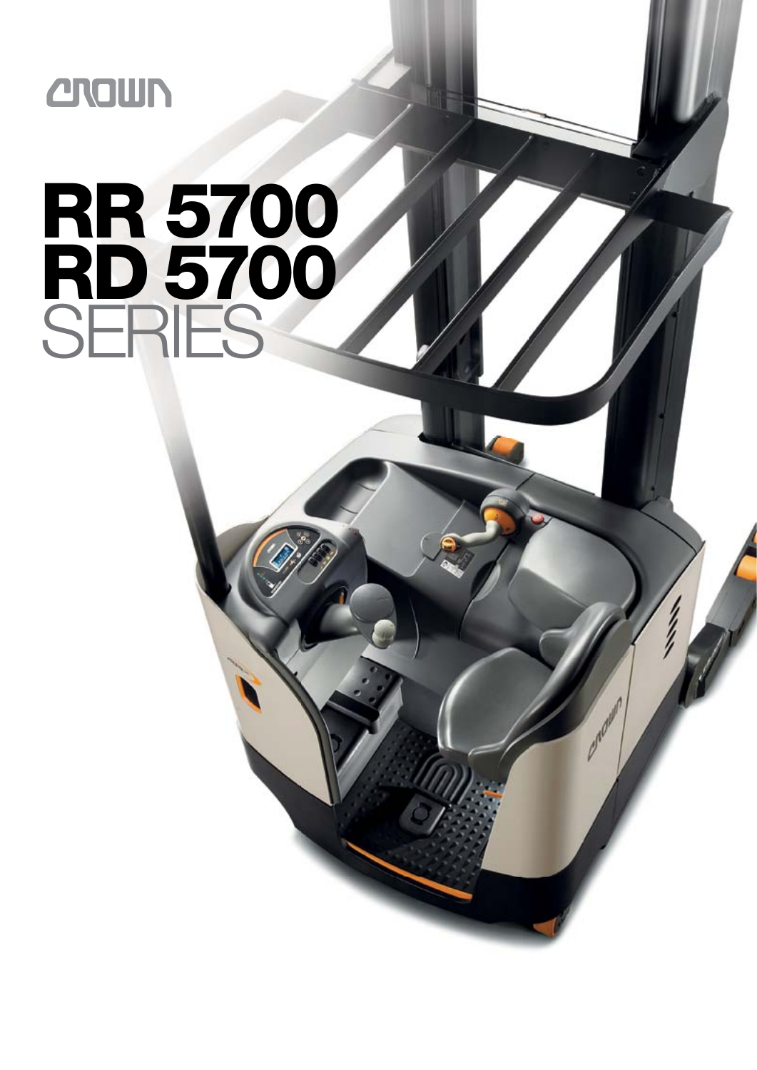CROWN

# RR 5700 RD 5700 SERIES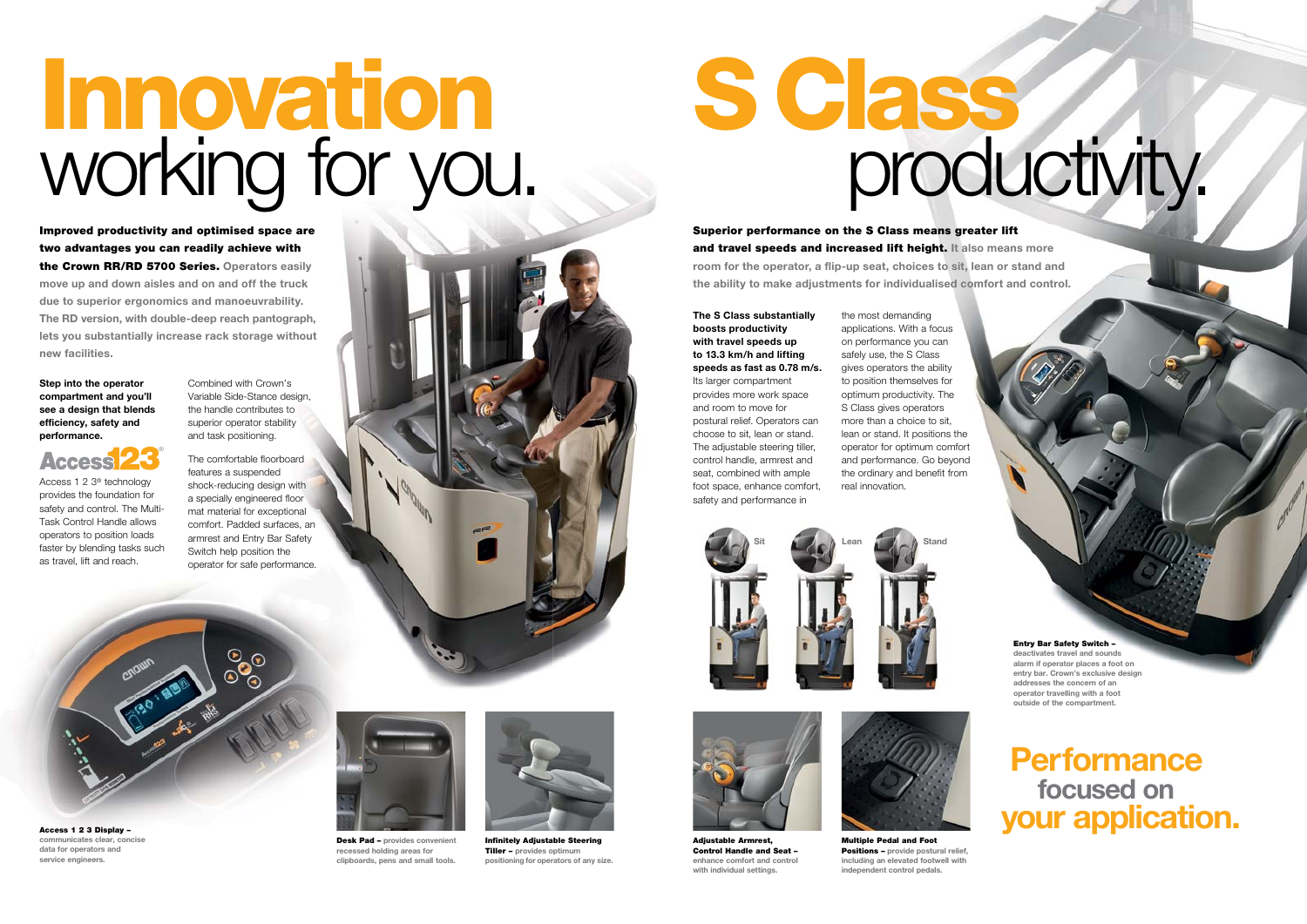# Innovation working for you.

**Improved productivity and optimised space are two advantages you can readily achieve with the Crown RR/RD 5700 Series.** Operators easily move up and down aisles and on and off the truck due to superior ergonomics and manoeuvrability. The RD version, with double-deep reach pantograph, lets you substantially increase rack storage without new facilities.

**Step into the operator compartment and you'll see a design that blends efficiency, safety and performance.**

Access 123®

Access 1 2 3® technology provides the foundation for safety and control. The Multi-Task Control Handle allows operators to position loads faster by blending tasks such as travel, lift and reach.

Combined with Crown's Variable Side-Stance design, the handle contributes to superior operator stability and task positioning.

The comfortable floorboard features a suspended shock-reducing design with a specially engineered floor mat material for exceptional comfort. Padded surfaces, an armrest and Entry Bar Safety Switch help position the operator for safe performance.

**Access 1 2 3 Display –** communicates clear, concise data for operators and service engineers.

**Desk Pad –** provides convenient recessed holding areas for clipboards, pens and small tools.

**Infinitely Adjustable Steering Tiller –** provides optimum positioning for operators of any size.

# S Class productivity.

**Superior performance on the S Class means greater lift and travel speeds and increased lift height.** It also means more room for the operator, a flip-up seat, choices to sit, lean or stand and the ability to make adjustments for individualised comfort and control.

**The S Class substantially boosts productivity with travel speeds up to 13.3 km/h and lifting speeds as fast as 0.78 m/s.** Its larger compartment provides more work space and room to move for postural relief. Operators can choose to sit, lean or stand. The adjustable steering tiller, control handle, armrest and seat, combined with ample foot space, enhance comfort, safety and performance in the most demanding applications. With a focus on performance you can safely use, the S Class gives operators the ability to position themselves for optimum productivity. The S Class gives operators more than a choice to sit, lean or stand. It positions the operator for optimum comfort and performance. Go beyond the ordinary and benefit from real innovation.

Sit | Lean | Stand

**Adjustable Armrest, Control Handle and Seat –** enhance comfort and control with individual settings.

**Multiple Pedal and Foot Positions –** provide postural relief, including an elevated footwell with independent control pedals.

**Entry Bar Safety Switch –** deactivates travel and sounds alarm if operator places a foot on entry bar. Crown's exclusive design addresses the concern of an operator travelling with a foot outside of the compartment.

## Performance focused on your application.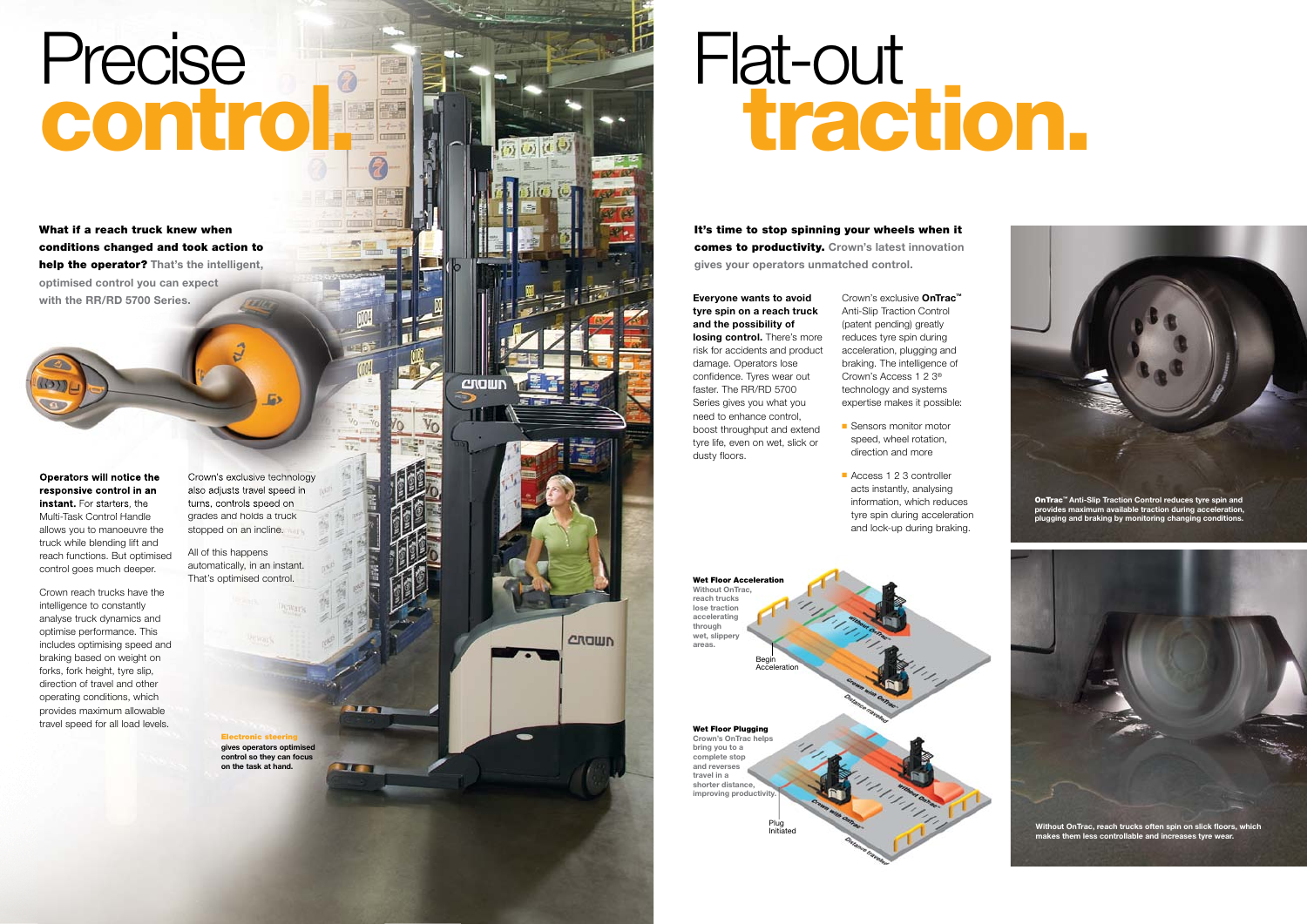# Precise control.

**What if a reach truck knew when conditions changed and took action to help the operator?** That's the intelligent, optimised control you can expect with the RR/RD 5700 Series.

**Operators will notice the responsive control in an instant.** For starters, the Multi-Task Control Handle allows you to manoeuvre the truck while blending lift and reach functions. But optimised control goes much deeper.

Crown reach trucks have the intelligence to constantly analyse truck dynamics and optimise performance. This includes optimising speed and braking based on weight on forks, fork height, tyre slip, direction of travel and other operating conditions, which provides maximum allowable travel speed for all load levels.

Crown's exclusive technology also adjusts travel speed in turns, controls speed on grades and holds a truck stopped on an incline.

All of this happens automatically, in an instant. That's optimised control.

**Electronic steering** gives operators optimised control so they can focus on the task at hand.

# Flat-out traction.

**It's time to stop spinning your wheels when it comes to productivity.** Crown's latest innovation gives your operators unmatched control.

**Everyone wants to avoid tyre spin on a reach truck and the possibility of losing control.** There's more risk for accidents and product damage. Operators lose confidence. Tyres wear out faster. The RR/RD 5700 Series gives you what you need to enhance control, boost throughput and extend tyre life, even on wet, slick or dusty floors.

Crown's exclusive **OnTrac™** Anti-Slip Traction Control (patent pending) greatly reduces tyre spin during acceleration, plugging and braking. The intelligence of Crown's Access 1 2 3® technology and systems expertise makes it possible:

- Sensors monitor speed, wheel rotation, direction and more
- Access 1 2 3 controller acts instantly, analysing information, which reduces tyre spin during acceleration and lock-up during braking.

**Wet Floor Acceleration**
Without OnTrac, reach trucks lose traction accelerating through wet, slippery areas.

**Wet Floor Plugging**
Crown's OnTrac helps bring you to a complete stop and reverses travel in a shorter distance, improving productivity.

**OnTrac™ Anti-Slip Traction Control reduces tyre spin and provides maximum available traction during acceleration, plugging and braking by monitoring changing conditions.**

**Without OnTrac, reach trucks often spin on slick floors, which makes them less controllable and increases tyre wear.**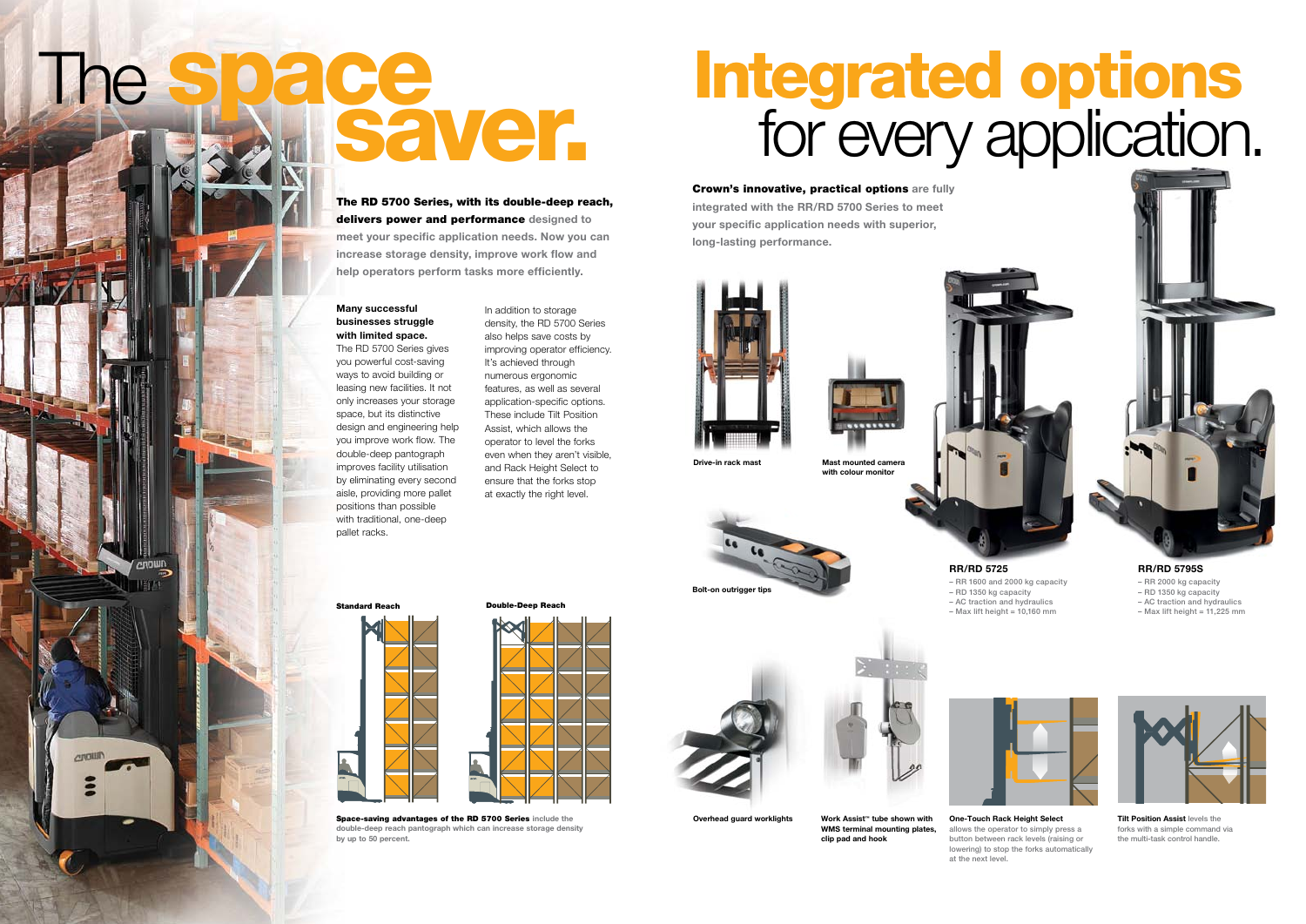# The space saver.

**The RD 5700 Series, with its double-deep reach, delivers power and performance** designed to meet your specific application needs. Now you can increase storage density, improve work flow and help operators perform tasks more efficiently.

**Many successful businesses struggle with limited space.** The RD 5700 Series gives you powerful cost-saving ways to avoid building or leasing new facilities. It not only increases your storage space, but its distinctive design and engineering help you improve work flow. The double-deep pantograph improves facility utilisation by eliminating every second aisle, providing more pallet positions than possible with traditional, one-deep pallet racks.

In addition to storage density, the RD 5700 Series also helps save costs by improving operator efficiency. It's achieved through numerous ergonomic features, as well as several application-specific options. These include Tilt Position Assist, which allows the operator to level the forks even when they aren't visible, and Rack Height Select to ensure that the forks stop at exactly the right level.

Standard Reach

Double-Deep Reach

**Space-saving advantages of the RD 5700 Series** include the double-deep reach pantograph which can increase storage density by up to 50 percent.

# Integrated options for every application.

**Crown's innovative, practical options** are fully integrated with the RR/RD 5700 Series to meet your specific application needs with superior, long-lasting performance.

Drive-in rack mast

Mast mounted camera with colour monitor

Bolt-on outrigger tips

**RR/RD 5725**
- RR 1600 and 2000 kg capacity
- RD 1350 kg capacity
- AC traction and hydraulics
- Max lift height = 10,160 mm

**RR/RD 5795S**
- RR 2000 kg capacity
- RD 1350 kg capacity
- AC traction and hydraulics
- Max lift height = 11,225 mm

Overhead guard worklights

Work Assist™ tube shown with WMS terminal mounting plates, clip pad and hook

**One-Touch Rack Height Select** allows the operator to simply press a button between rack levels (raising or lowering) to stop the forks automatically at the next level.

**Tilt Position Assist** levels the forks with a simple command via the multi-task control handle.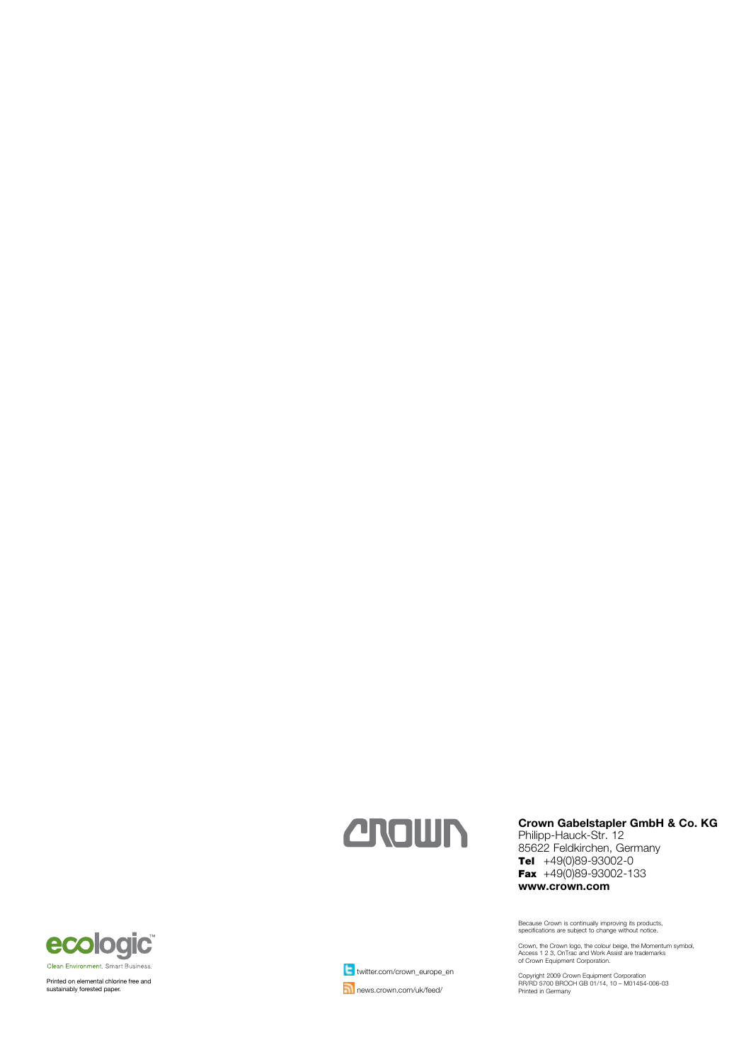**Crown Gabelstapler GmbH & Co. KG**
Philipp-Hauck-Str. 12
85622 Feldkirchen, Germany
**Tel** +49(0)89-93002-0
**Fax** +49(0)89-93002-133
**www.crown.com**

Because Crown is continually improving its products, specifications are subject to change without notice.

Crown, the Crown logo, the colour beige, the Momentum symbol, Access 1 2 3, OnTrac and Work Assist are trademarks of Crown Equipment Corporation.

Copyright 2009 Crown Equipment Corporation
RR/RD 5700 BROCH GB 01/14, 10 – M01454-006-03
Printed in Germany

twitter.com/crown_europe_en

news.crown.com/uk/feed/

ecologic™
Clean Environment. Smart Business.

Printed on elemental chlorine free and sustainably forested paper.